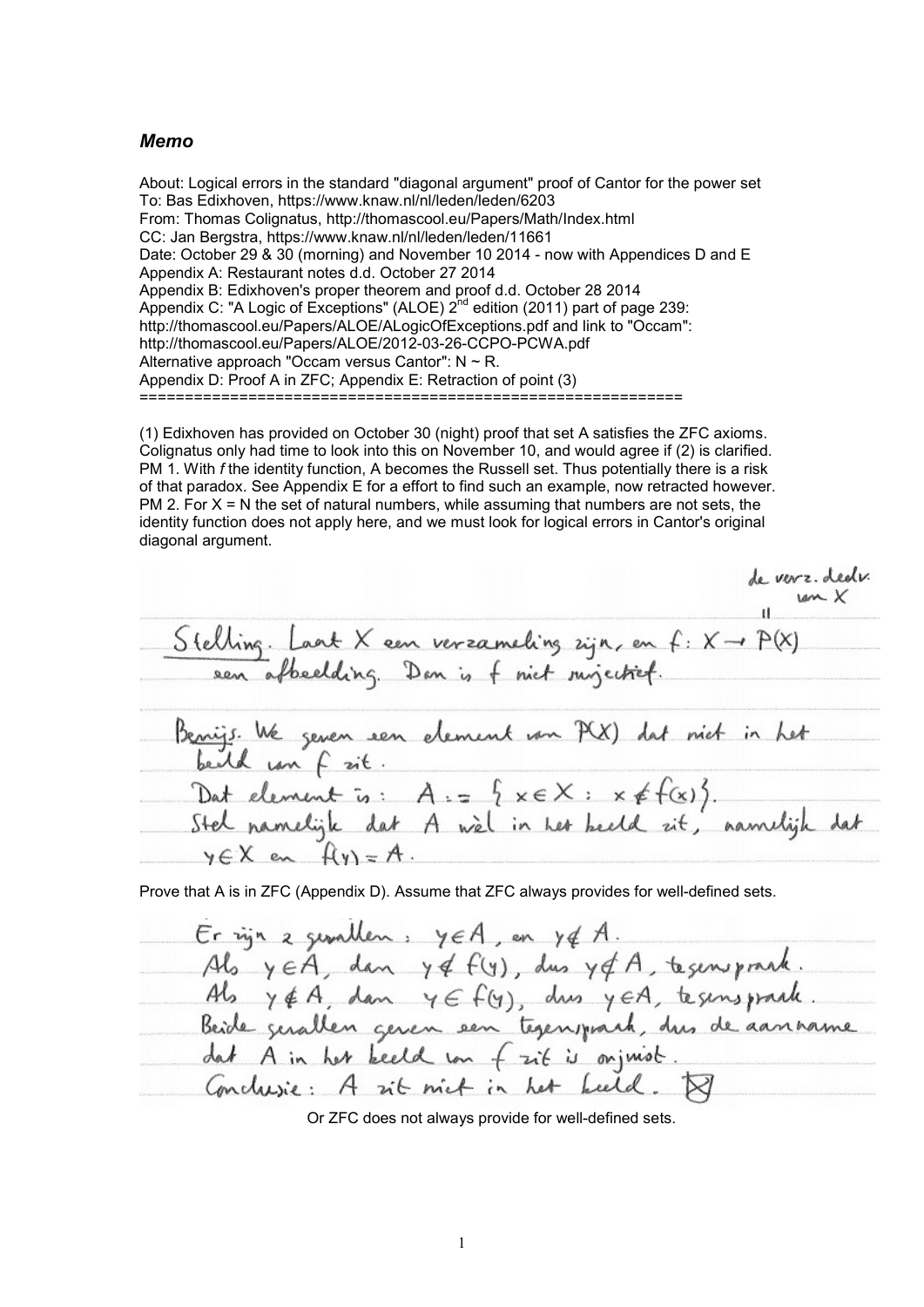***Memo***

About: Logical errors in the standard "diagonal argument" proof of Cantor for the power set
To: Bas Edixhoven, https://www.knaw.nl/nl/leden/leden/6203
From: Thomas Colignatus, http://thomascool.eu/Papers/Math/Index.html
CC: Jan Bergstra, https://www.knaw.nl/nl/leden/leden/11661
Date: October 29 & 30 (morning) and November 10 2014 - now with Appendices D and E
Appendix A: Restaurant notes d.d. October 27 2014
Appendix B: Edixhoven's proper theorem and proof d.d. October 28 2014
Appendix C: "A Logic of Exceptions" (ALOE) 2nd edition (2011) part of page 239:
http://thomascool.eu/Papers/ALOE/ALogicOfExceptions.pdf and link to "Occam":
http://thomascool.eu/Papers/ALOE/2012-03-26-CCPO-PCWA.pdf
Alternative approach "Occam versus Cantor": N ~ R.
Appendix D: Proof A in ZFC; Appendix E: Retraction of point (3)
============================================================

(1) Edixhoven has provided on October 30 (night) proof that set A satisfies the ZFC axioms. Colignatus only had time to look into this on November 10, and would agree if (2) is clarified.
PM 1. With *f* the identity function, A becomes the Russell set. Thus potentially there is a risk of that paradox. See Appendix E for a effort to find such an example, now retracted however.
PM 2. For X = N the set of natural numbers, while assuming that numbers are not sets, the identity function does not apply here, and we must look for logical errors in Cantor's original diagonal argument.

de verz. deelv. van X
=

Stelling. Laat X een verzameling zijn, en $f: X \to P(X)$ een afbeelding. Dan is f niet surjectief.

Bewijs. We geven een element van $P(X)$ dat niet in het beeld van f zit.
Dat element is: $A := \{x \in X : x \notin f(x)\}$.
Stel namelijk dat A wèl in het beeld zit, namelijk dat $y \in X$ en $f(y) = A$.

Prove that A is in ZFC (Appendix D). Assume that ZFC always provides for well-defined sets.

Er zijn 2 gevallen: $y \in A$, en $y \notin A$.
Als $y \in A$, dan $y \notin f(y)$, dus $y \notin A$, tegenspraak.
Als $y \notin A$, dan $y \in f(y)$, dus $y \in A$, tegenspraak.
Beide gevallen geven een tegenspraak, dus de aanname dat A in het beeld van f zit is onjuist.
Conclusie: A zit niet in het beeld. ⊠

Or ZFC does not always provide for well-defined sets.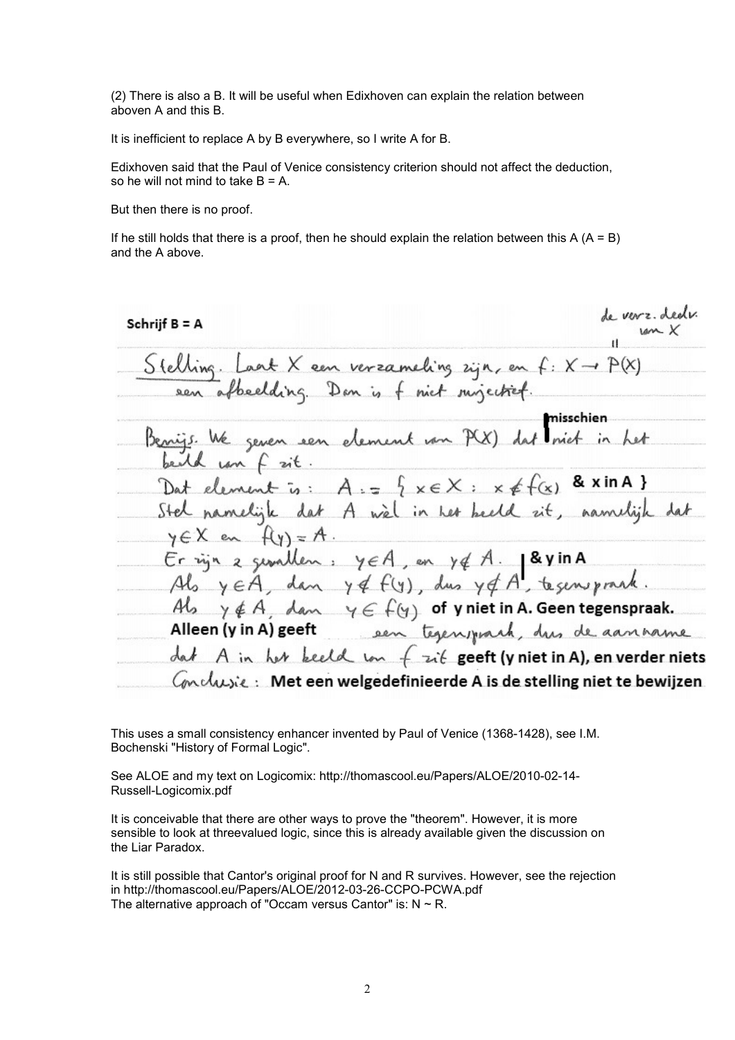(2) There is also a B. It will be useful when Edixhoven can explain the relation between aboven A and this B.

It is inefficient to replace A by B everywhere, so I write A for B.

Edixhoven said that the Paul of Venice consistency criterion should not affect the deduction, so he will not mind to take B = A.

But then there is no proof.

If he still holds that there is a proof, then he should explain the relation between this A (A = B) and the A above.

**Schrijf B = A**

de verz. deelv. van $X$ = $P(X)$

Stelling. Laat $X$ een verzameling zijn, en $f: X \to P(X)$ een afbeelding. Dan is $f$ niet surjectief.

Bewijs. We geven een element van $P(X)$ dat **misschien** niet in het beeld van $f$ zit.

Dat element is: $A := \{ x \in X : x \notin f(x)$ **& x in A** $\}$

Stel namelijk dat $A$ wèl in het beeld zit, namelijk dat $y \in X$ en $f(y) = A$.

Er zijn 2 gevallen: $y \in A$, en $y \notin A$. **& y in A**

Als $y \in A$, dan $y \notin f(y)$, dus $y \notin A$, tegenspraak.

Als $y \notin A$, dan $y \in f(y)$ **of y niet in A. Geen tegenspraak.**

**Alleen (y in A) geeft** een tegenspraak, dus de aanname dat $A$ in het beeld van $f$ zit **geeft (y niet in A), en verder niets**

Conclusie: **Met een welgedefinieerde A is de stelling niet te bewijzen**

This uses a small consistency enhancer invented by Paul of Venice (1368-1428), see I.M. Bochenski "History of Formal Logic".

See ALOE and my text on Logicomix: http://thomascool.eu/Papers/ALOE/2010-02-14-Russell-Logicomix.pdf

It is conceivable that there are other ways to prove the "theorem". However, it is more sensible to look at threevalued logic, since this is already available given the discussion on the Liar Paradox.

It is still possible that Cantor's original proof for N and R survives. However, see the rejection in http://thomascool.eu/Papers/ALOE/2012-03-26-CCPO-PCWA.pdf
The alternative approach of "Occam versus Cantor" is: N ~ R.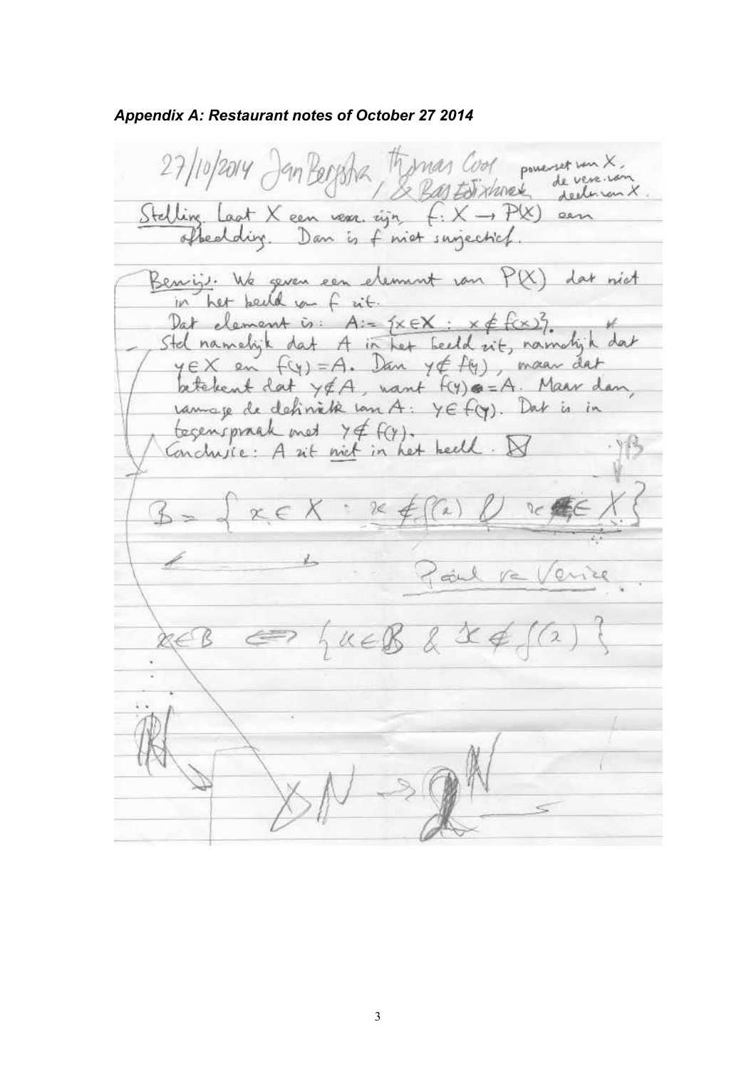*Appendix A: Restaurant notes of October 27 2014*

27/10/2014 Jan Bergstra, Thomas Cool / & Bas Edixhoven — powerset van $X$, de verz. van deelv. van $X$.

Stelling. Laat $X$ een verz. zijn, $f: X \to P(X)$ een afbeelding. Dan is $f$ niet surjectief.

Bewijs. We geven een element van $P(X)$ dat niet in het beeld van $f$ zit.
Dat element is: $A := \{x \in X : x \notin f(x)\}$.
Stel namelijk dat $A$ in het beeld zit, namelijk dat $y \in X$ en $f(y) = A$. Dan $y \notin f(y)$, maar dat betekent dat $y \notin A$, want $f(y) = A$. Maar dan, vanwege de definitie van $A$: $y \in f(y)$. Dat is in tegenspraak met $y \notin f(y)$.
Conclusie: $A$ zit niet in het beeld. ☒

$y \mid B$

$B = \{x \in X : x \notin f(x) \;\&\; x \in X\}$

Paul va Venice

$x \in B \iff \{x \in B \;\&\; x \notin f(x)\}$

$\mathbb{R}$

$\mathbb{N} \to 2^{\mathbb{N}}$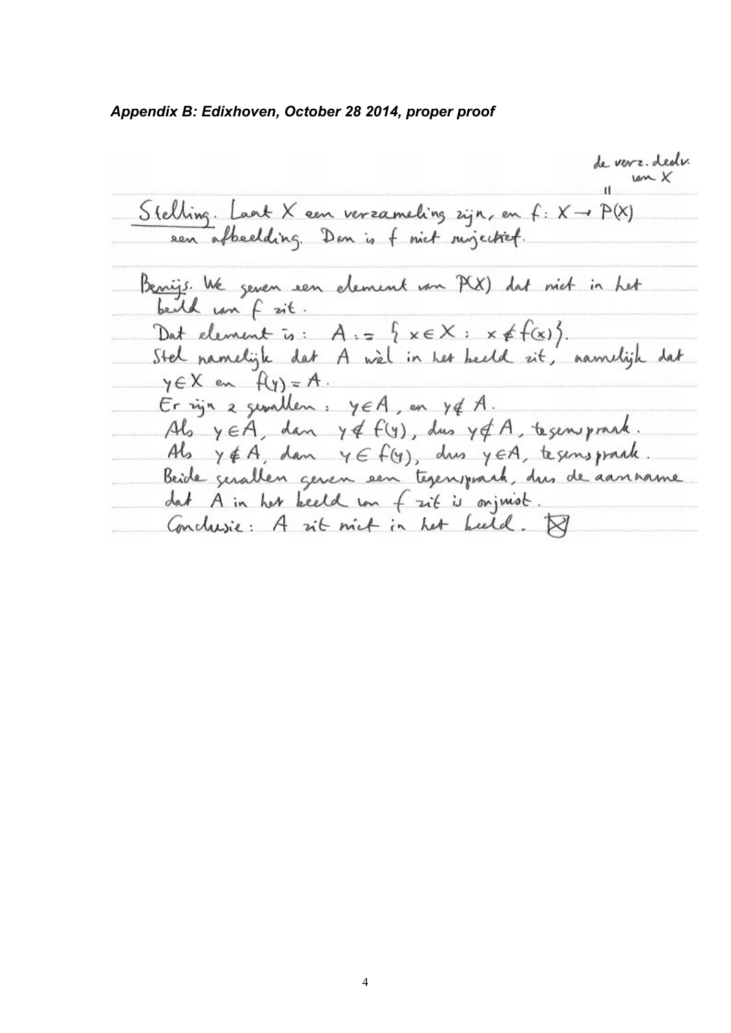*Appendix B: Edixhoven, October 28 2014, proper proof*

de verz. deelv. van $X$
$\shortparallel$

Stelling. Laat $X$ een verzameling zijn, en $f: X \to P(X)$ een afbeelding. Dan is $f$ niet surjectief.

Bewijs. We geven een element van $P(X)$ dat niet in het beeld van $f$ zit.
Dat element is: $A := \{x \in X : x \notin f(x)\}$.
Stel namelijk dat $A$ wèl in het beeld zit, namelijk dat $y \in X$ en $f(y) = A$.
Er zijn 2 gevallen: $y \in A$, en $y \notin A$.
Als $y \in A$, dan $y \notin f(y)$, dus $y \notin A$, tegenspraak.
Als $y \notin A$, dan $y \in f(y)$, dus $y \in A$, tegenspraak.
Beide gevallen geven een tegenspraak, dus de aanname dat $A$ in het beeld van $f$ zit is onjuist.
Conclusie: $A$ zit niet in het beeld. $\boxtimes$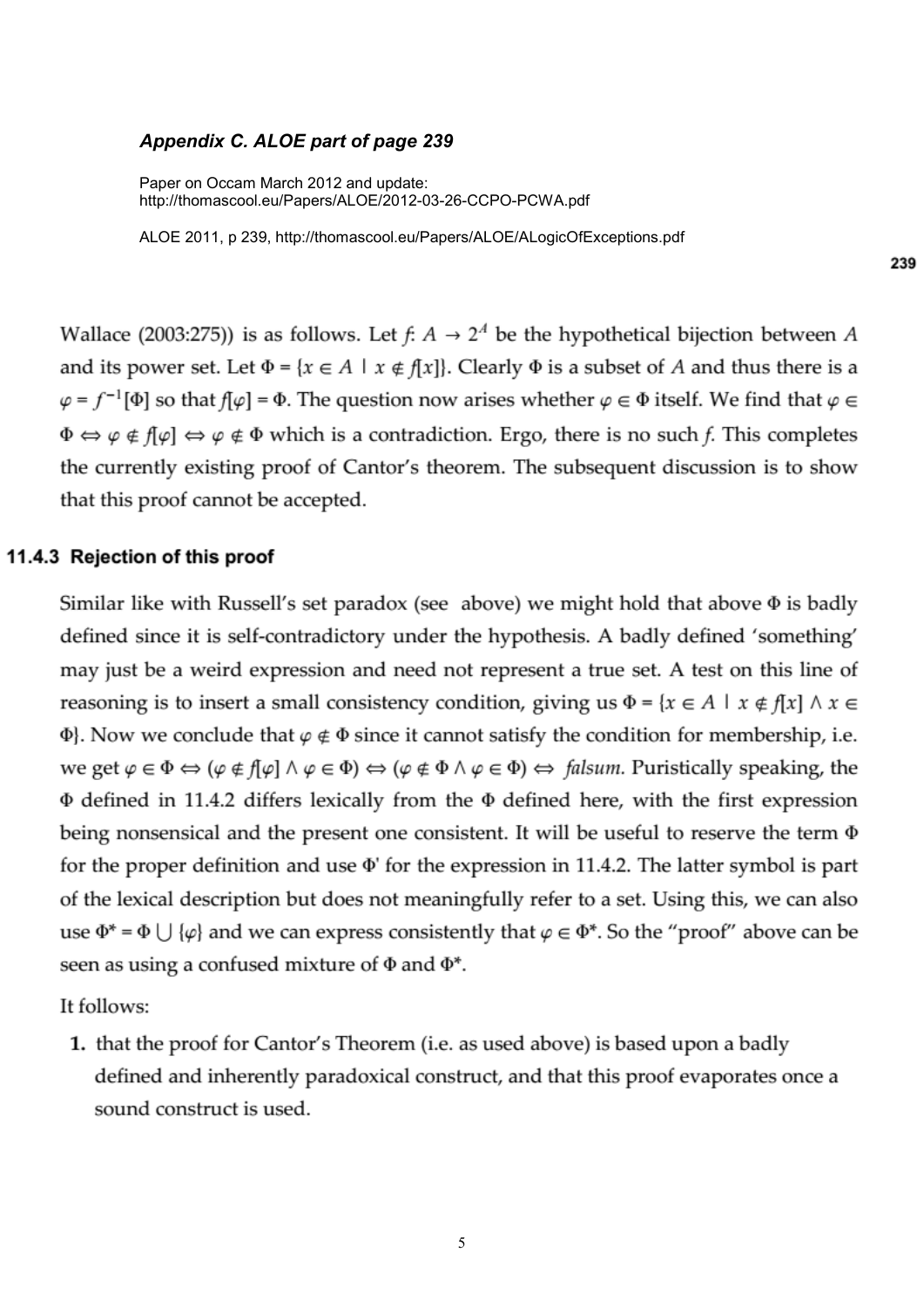### *Appendix C. ALOE part of page 239*

Paper on Occam March 2012 and update: http://thomascool.eu/Papers/ALOE/2012-03-26-CCPO-PCWA.pdf

ALOE 2011, p 239, http://thomascool.eu/Papers/ALOE/ALogicOfExceptions.pdf

Wallace (2003:275)) is as follows. Let $f: A \to 2^A$ be the hypothetical bijection between $A$ and its power set. Let $\Phi = \{x \in A \mid x \notin f[x]\}$. Clearly $\Phi$ is a subset of $A$ and thus there is a $\varphi = f^{-1}[\Phi]$ so that $f[\varphi] = \Phi$. The question now arises whether $\varphi \in \Phi$ itself. We find that $\varphi \in \Phi \Leftrightarrow \varphi \notin f[\varphi] \Leftrightarrow \varphi \notin \Phi$ which is a contradiction. Ergo, there is no such $f$. This completes the currently existing proof of Cantor's theorem. The subsequent discussion is to show that this proof cannot be accepted.

### 11.4.3 Rejection of this proof

Similar like with Russell's set paradox (see above) we might hold that above $\Phi$ is badly defined since it is self-contradictory under the hypothesis. A badly defined 'something' may just be a weird expression and need not represent a true set. A test on this line of reasoning is to insert a small consistency condition, giving us $\Phi = \{x \in A \mid x \notin f[x] \wedge x \in \Phi\}$. Now we conclude that $\varphi \notin \Phi$ since it cannot satisfy the condition for membership, i.e. we get $\varphi \in \Phi \Leftrightarrow (\varphi \notin f[\varphi] \wedge \varphi \in \Phi) \Leftrightarrow (\varphi \notin \Phi \wedge \varphi \in \Phi) \Leftrightarrow$ *falsum*. Puristically speaking, the $\Phi$ defined in 11.4.2 differs lexically from the $\Phi$ defined here, with the first expression being nonsensical and the present one consistent. It will be useful to reserve the term $\Phi$ for the proper definition and use $\Phi'$ for the expression in 11.4.2. The latter symbol is part of the lexical description but does not meaningfully refer to a set. Using this, we can also use $\Phi^* = \Phi \cup \{\varphi\}$ and we can express consistently that $\varphi \in \Phi^*$. So the "proof" above can be seen as using a confused mixture of $\Phi$ and $\Phi^*$.

It follows:

1. that the proof for Cantor's Theorem (i.e. as used above) is based upon a badly defined and inherently paradoxical construct, and that this proof evaporates once a sound construct is used.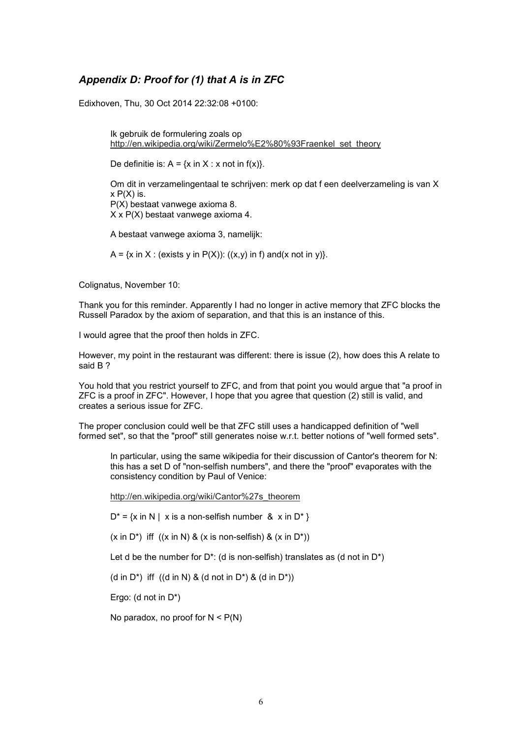## *Appendix D: Proof for (1) that A is in ZFC*

Edixhoven, Thu, 30 Oct 2014 22:32:08 +0100:

> Ik gebruik de formulering zoals op http://en.wikipedia.org/wiki/Zermelo%E2%80%93Fraenkel_set_theory
>
> De definitie is: A = {x in X : x not in f(x)}.
>
> Om dit in verzamelingentaal te schrijven: merk op dat f een deelverzameling is van X x P(X) is.
> P(X) bestaat vanwege axioma 8.
> X x P(X) bestaat vanwege axioma 4.
>
> A bestaat vanwege axioma 3, namelijk:
>
> A = {x in X : (exists y in P(X)): ((x,y) in f) and(x not in y)}.

Colignatus, November 10:

Thank you for this reminder. Apparently I had no longer in active memory that ZFC blocks the Russell Paradox by the axiom of separation, and that this is an instance of this.

I would agree that the proof then holds in ZFC.

However, my point in the restaurant was different: there is issue (2), how does this A relate to said B ?

You hold that you restrict yourself to ZFC, and from that point you would argue that "a proof in ZFC is a proof in ZFC". However, I hope that you agree that question (2) still is valid, and creates a serious issue for ZFC.

The proper conclusion could well be that ZFC still uses a handicapped definition of "well formed set", so that the "proof" still generates noise w.r.t. better notions of "well formed sets".

> In particular, using the same wikipedia for their discussion of Cantor's theorem for N: this has a set D of "non-selfish numbers", and there the "proof" evaporates with the consistency condition by Paul of Venice:
>
> http://en.wikipedia.org/wiki/Cantor%27s_theorem
>
> D* = {x in N | x is a non-selfish number & x in D* }
>
> (x in D*) iff ((x in N) & (x is non-selfish) & (x in D*))
>
> Let d be the number for D*: (d is non-selfish) translates as (d not in D*)
>
> (d in D*) iff ((d in N) & (d not in D*) & (d in D*))
>
> Ergo: (d not in D*)
>
> No paradox, no proof for N < P(N)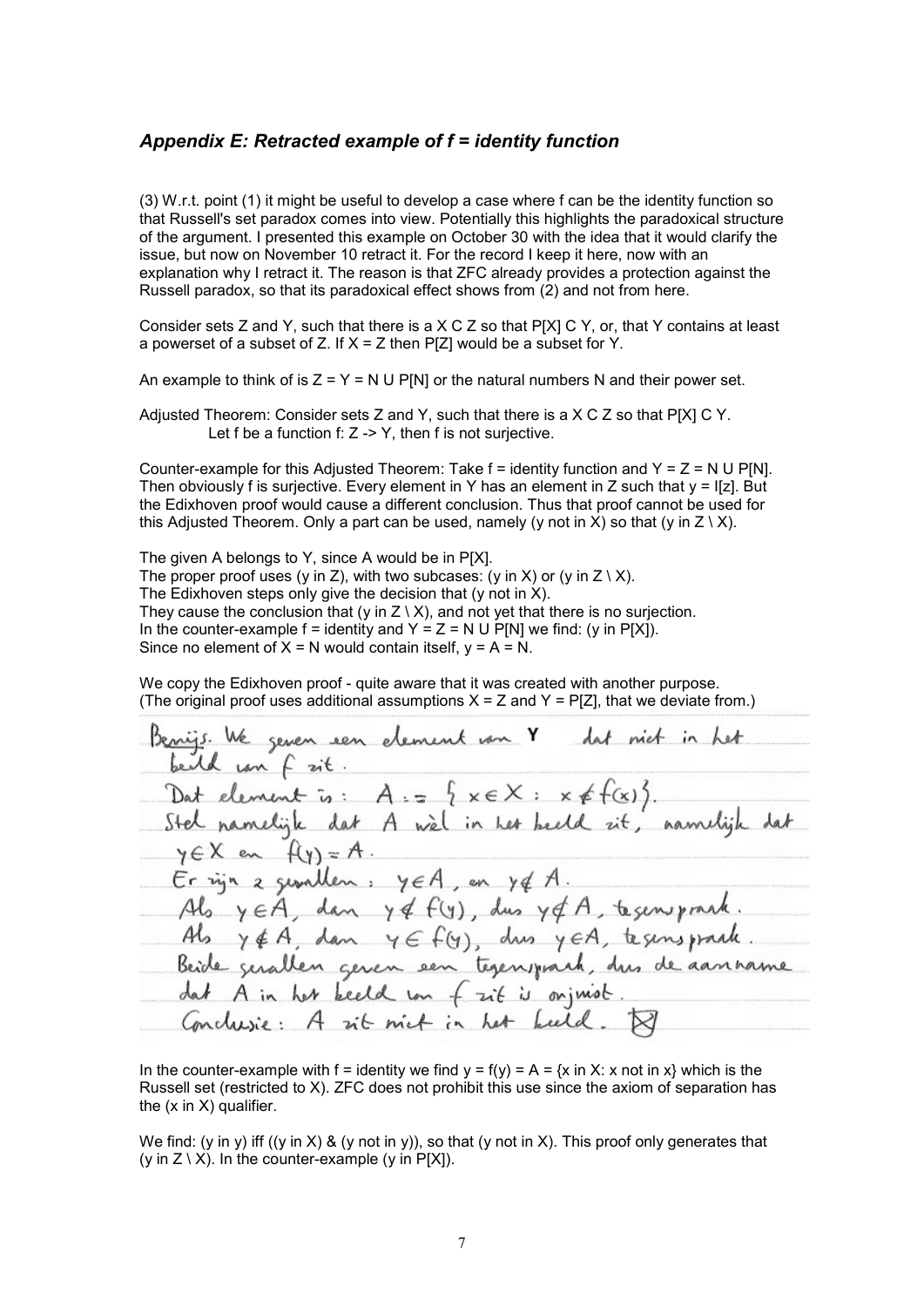## *Appendix E: Retracted example of f = identity function*

(3) W.r.t. point (1) it might be useful to develop a case where f can be the identity function so that Russell's set paradox comes into view. Potentially this highlights the paradoxical structure of the argument. I presented this example on October 30 with the idea that it would clarify the issue, but now on November 10 retract it. For the record I keep it here, now with an explanation why I retract it. The reason is that ZFC already provides a protection against the Russell paradox, so that its paradoxical effect shows from (2) and not from here.

Consider sets Z and Y, such that there is a X C Z so that P[X] C Y, or, that Y contains at least a powerset of a subset of Z. If X = Z then P[Z] would be a subset for Y.

An example to think of is Z = Y = N U P[N] or the natural numbers N and their power set.

Adjusted Theorem: Consider sets Z and Y, such that there is a X C Z so that P[X] C Y.
Let f be a function f: Z -> Y, then f is not surjective.

Counter-example for this Adjusted Theorem: Take f = identity function and Y = Z = N U P[N]. Then obviously f is surjective. Every element in Y has an element in Z such that y = I[z]. But the Edixhoven proof would cause a different conclusion. Thus that proof cannot be used for this Adjusted Theorem. Only a part can be used, namely (y not in X) so that (y in Z \ X).

The given A belongs to Y, since A would be in P[X].
The proper proof uses (y in Z), with two subcases: (y in X) or (y in Z \ X).
The Edixhoven steps only give the decision that (y not in X).
They cause the conclusion that (y in Z \ X), and not yet that there is no surjection.
In the counter-example f = identity and Y = Z = N U P[N] we find: (y in P[X]).
Since no element of X = N would contain itself, y = A = N.

We copy the Edixhoven proof - quite aware that it was created with another purpose.
(The original proof uses additional assumptions X = Z and Y = P[Z], that we deviate from.)

Bewijs. We geven een element van Y dat niet in het beeld van $f$ zit.
Dat element is: $A := \{x \in X : x \notin f(x)\}$.
Stel namelijk dat $A$ wèl in het beeld zit, namelijk dat $y \in X$ en $f(y) = A$.
Er zijn 2 gevallen: $y \in A$, en $y \notin A$.
Als $y \in A$, dan $y \notin f(y)$, dus $y \notin A$, tegenspraak.
Als $y \notin A$, dan $y \in f(y)$, dus $y \in A$, tegenspraak.
Beide gevallen geven een tegenspraak, dus de aanname dat $A$ in het beeld van $f$ zit is onjuist.
Conclusie: $A$ zit niet in het beeld. ☒

In the counter-example with f = identity we find y = f(y) = A = {x in X: x not in x} which is the Russell set (restricted to X). ZFC does not prohibit this use since the axiom of separation has the (x in X) qualifier.

We find: (y in y) iff ((y in X) & (y not in y)), so that (y not in X). This proof only generates that (y in Z \ X). In the counter-example (y in P[X]).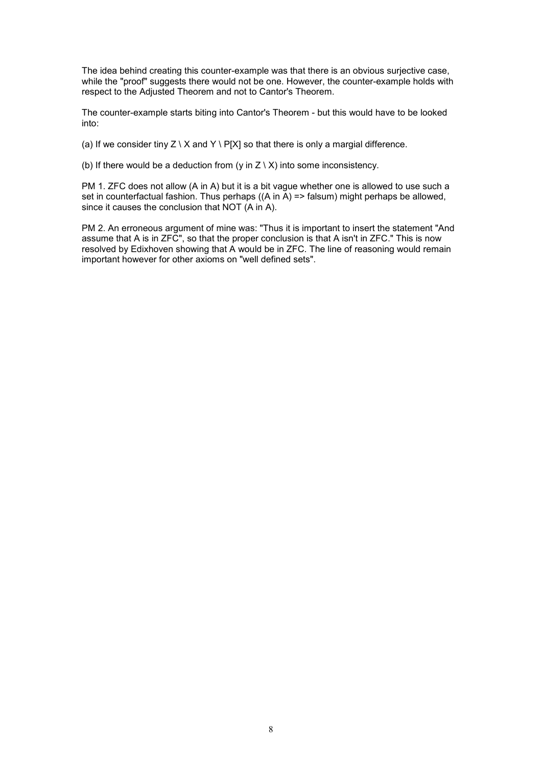The idea behind creating this counter-example was that there is an obvious surjective case, while the "proof" suggests there would not be one. However, the counter-example holds with respect to the Adjusted Theorem and not to Cantor's Theorem.

The counter-example starts biting into Cantor's Theorem - but this would have to be looked into:

(a) If we consider tiny $Z \setminus X$ and $Y \setminus P[X]$ so that there is only a margial difference.

(b) If there would be a deduction from ($y$ in $Z \setminus X$) into some inconsistency.

PM 1. ZFC does not allow (A in A) but it is a bit vague whether one is allowed to use such a set in counterfactual fashion. Thus perhaps ((A in A) => falsum) might perhaps be allowed, since it causes the conclusion that NOT (A in A).

PM 2. An erroneous argument of mine was: "Thus it is important to insert the statement "And assume that A is in ZFC", so that the proper conclusion is that A isn't in ZFC." This is now resolved by Edixhoven showing that A would be in ZFC. The line of reasoning would remain important however for other axioms on "well defined sets".